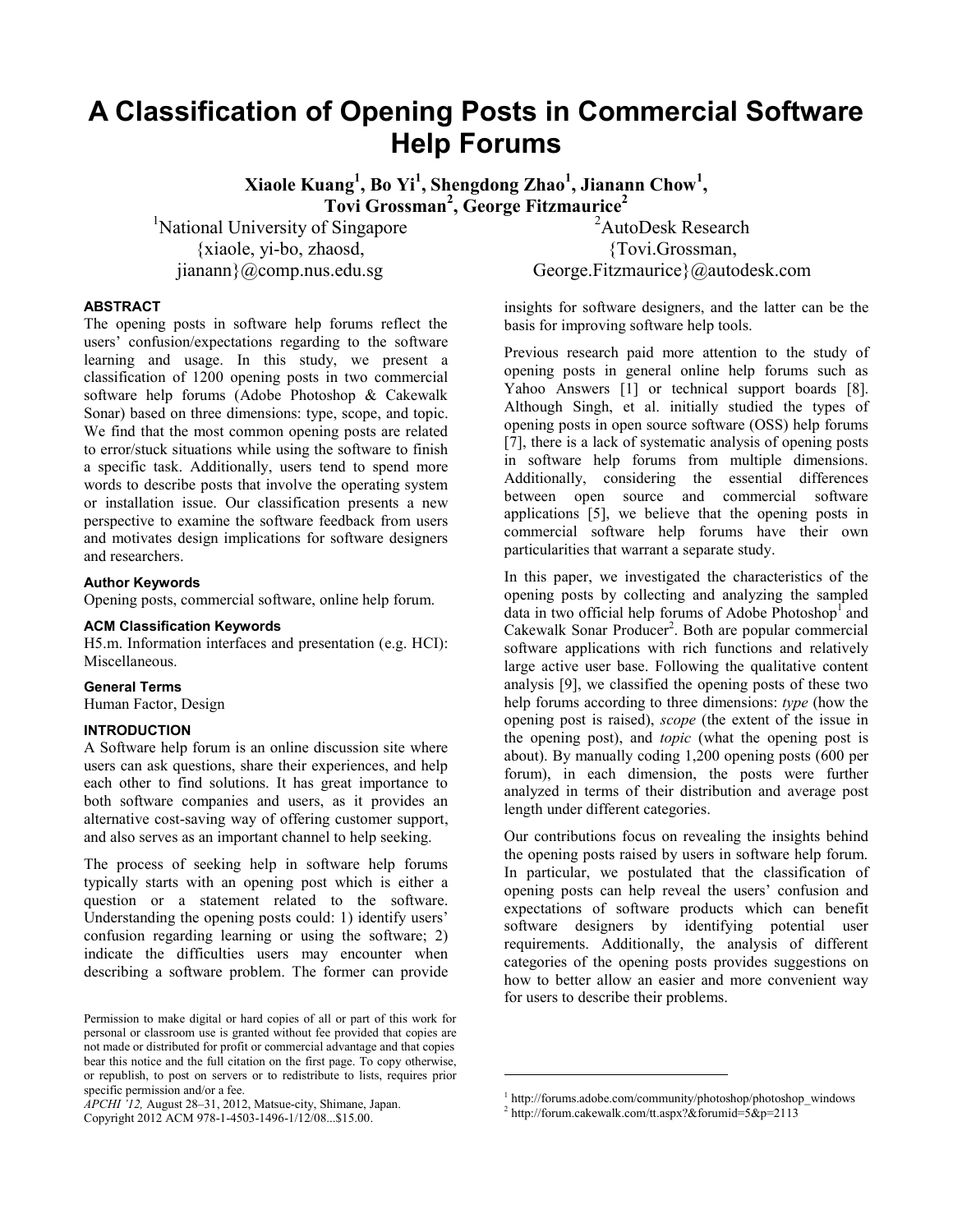# A Classification of Opening Posts in Commercial Software Help Forums

**Xiaole Kuang[1], Bo Yi[1], Shengdong Zhao[1], Jianann Chow[1], Tovi Grossman[2], George Fitzmaurice[2]**

[1]National University of Singapore
{xiaole, yi-bo, zhaosd, jianann}@comp.nus.edu.sg

[2]AutoDesk Research
{Tovi.Grossman, George.Fitzmaurice}@autodesk.com

## ABSTRACT

The opening posts in software help forums reflect the users' confusion/expectations regarding to the software learning and usage. In this study, we present a classification of 1200 opening posts in two commercial software help forums (Adobe Photoshop & Cakewalk Sonar) based on three dimensions: type, scope, and topic. We find that the most common opening posts are related to error/stuck situations while using the software to finish a specific task. Additionally, users tend to spend more words to describe posts that involve the operating system or installation issue. Our classification presents a new perspective to examine the software feedback from users and motivates design implications for software designers and researchers.

### Author Keywords

Opening posts, commercial software, online help forum.

### ACM Classification Keywords

H5.m. Information interfaces and presentation (e.g. HCI): Miscellaneous.

### General Terms

Human Factor, Design

## INTRODUCTION

A Software help forum is an online discussion site where users can ask questions, share their experiences, and help each other to find solutions. It has great importance to both software companies and users, as it provides an alternative cost-saving way of offering customer support, and also serves as an important channel to help seeking.

The process of seeking help in software help forums typically starts with an opening post which is either a question or a statement related to the software. Understanding the opening posts could: 1) identify users' confusion regarding learning or using the software; 2) indicate the difficulties users may encounter when describing a software problem. The former can provide insights for software designers, and the latter can be the basis for improving software help tools.

Previous research paid more attention to the study of opening posts in general online help forums such as Yahoo Answers [1] or technical support boards [8]. Although Singh, et al. initially studied the types of opening posts in open source software (OSS) help forums [7], there is a lack of systematic analysis of opening posts in software help forums from multiple dimensions. Additionally, considering the essential differences between open source and commercial software applications [5], we believe that the opening posts in commercial software help forums have their own particularities that warrant a separate study.

In this paper, we investigated the characteristics of the opening posts by collecting and analyzing the sampled data in two official help forums of Adobe Photoshop[1] and Cakewalk Sonar Producer[2]. Both are popular commercial software applications with rich functions and relatively large active user base. Following the qualitative content analysis [9], we classified the opening posts of these two help forums according to three dimensions: *type* (how the opening post is raised), *scope* (the extent of the issue in the opening post), and *topic* (what the opening post is about). By manually coding 1,200 opening posts (600 per forum), in each dimension, the posts were further analyzed in terms of their distribution and average post length under different categories.

Our contributions focus on revealing the insights behind the opening posts raised by users in software help forum. In particular, we postulated that the classification of opening posts can help reveal the users' confusion and expectations of software products which can benefit software designers by identifying potential user requirements. Additionally, the analysis of different categories of the opening posts provides suggestions on how to better allow an easier and more convenient way for users to describe their problems.

Permission to make digital or hard copies of all or part of this work for personal or classroom use is granted without fee provided that copies are not made or distributed for profit or commercial advantage and that copies bear this notice and the full citation on the first page. To copy otherwise, or republish, to post on servers or to redistribute to lists, requires prior specific permission and/or a fee.
*APCHI '12,* August 28–31, 2012, Matsue-city, Shimane, Japan.
Copyright 2012 ACM 978-1-4503-1496-1/12/08...$15.00.

[1] http://forums.adobe.com/community/photoshop/photoshop_windows
[2] http://forum.cakewalk.com/tt.aspx?&forumid=5&p=2113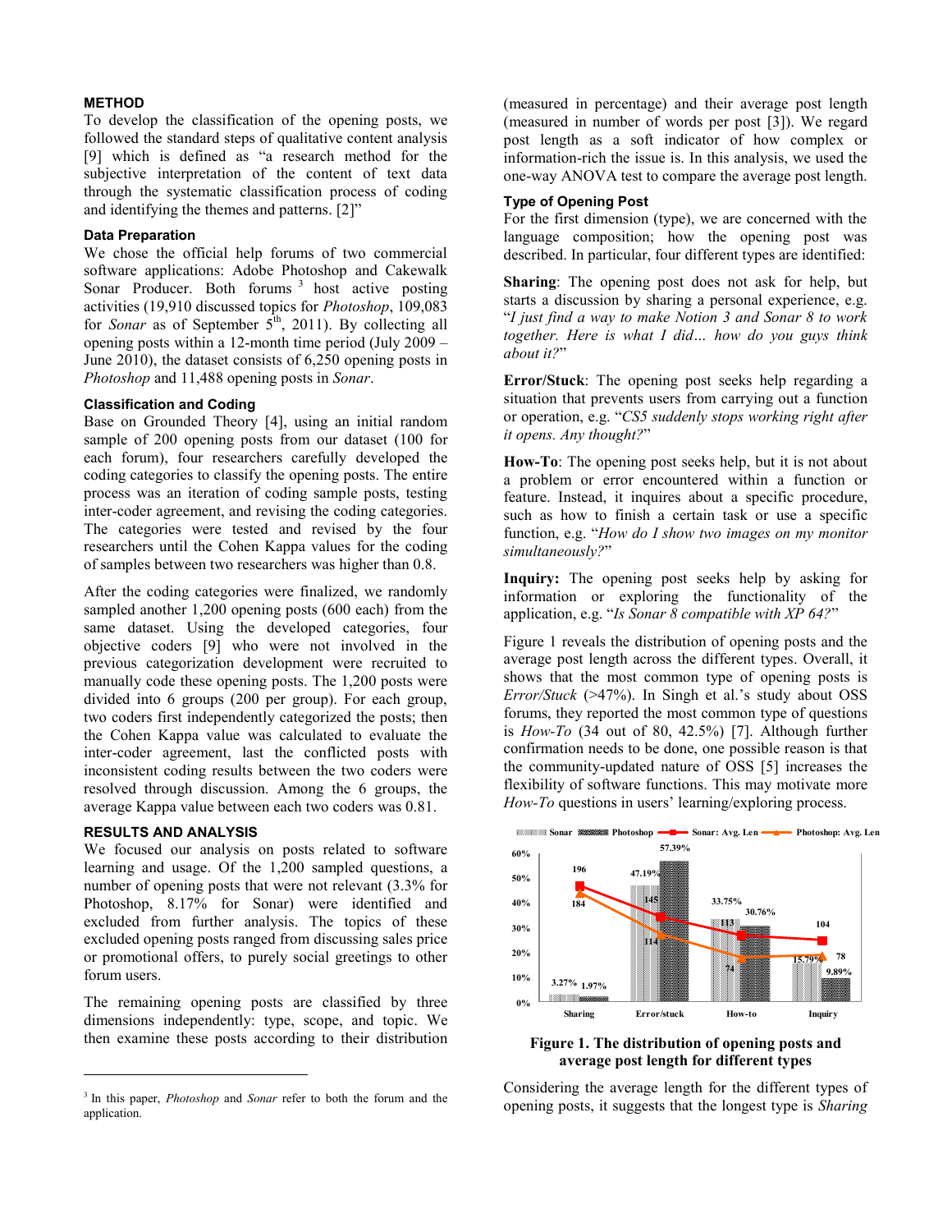## METHOD

To develop the classification of the opening posts, we followed the standard steps of qualitative content analysis [9] which is defined as "a research method for the subjective interpretation of the content of text data through the systematic classification process of coding and identifying the themes and patterns. [2]"

### Data Preparation

We chose the official help forums of two commercial software applications: Adobe Photoshop and Cakewalk Sonar Producer. Both forums [3] host active posting activities (19,910 discussed topics for *Photoshop*, 109,083 for *Sonar* as of September 5th, 2011). By collecting all opening posts within a 12-month time period (July 2009 – June 2010), the dataset consists of 6,250 opening posts in *Photoshop* and 11,488 opening posts in *Sonar*.

### Classification and Coding

Base on Grounded Theory [4], using an initial random sample of 200 opening posts from our dataset (100 for each forum), four researchers carefully developed the coding categories to classify the opening posts. The entire process was an iteration of coding sample posts, testing inter-coder agreement, and revising the coding categories. The categories were tested and revised by the four researchers until the Cohen Kappa values for the coding of samples between two researchers was higher than 0.8.

After the coding categories were finalized, we randomly sampled another 1,200 opening posts (600 each) from the same dataset. Using the developed categories, four objective coders [9] who were not involved in the previous categorization development were recruited to manually code these opening posts. The 1,200 posts were divided into 6 groups (200 per group). For each group, two coders first independently categorized the posts; then the Cohen Kappa value was calculated to evaluate the inter-coder agreement, last the conflicted posts with inconsistent coding results between the two coders were resolved through discussion. Among the 6 groups, the average Kappa value between each two coders was 0.81.

## RESULTS AND ANALYSIS

We focused our analysis on posts related to software learning and usage. Of the 1,200 sampled questions, a number of opening posts that were not relevant (3.3% for Photoshop, 8.17% for Sonar) were identified and excluded from further analysis. The topics of these excluded opening posts ranged from discussing sales price or promotional offers, to purely social greetings to other forum users.

The remaining opening posts are classified by three dimensions independently: type, scope, and topic. We then examine these posts according to their distribution (measured in percentage) and their average post length (measured in number of words per post [3]). We regard post length as a soft indicator of how complex or information-rich the issue is. In this analysis, we used the one-way ANOVA test to compare the average post length.

### Type of Opening Post

For the first dimension (type), we are concerned with the language composition; how the opening post was described. In particular, four different types are identified:

**Sharing**: The opening post does not ask for help, but starts a discussion by sharing a personal experience, e.g. "*I just find a way to make Notion 3 and Sonar 8 to work together. Here is what I did… how do you guys think about it?*"

**Error/Stuck**: The opening post seeks help regarding a situation that prevents users from carrying out a function or operation, e.g. "*CS5 suddenly stops working right after it opens. Any thought?*"

**How-To**: The opening post seeks help, but it is not about a problem or error encountered within a function or feature. Instead, it inquires about a specific procedure, such as how to finish a certain task or use a specific function, e.g. "*How do I show two images on my monitor simultaneously?*"

**Inquiry:** The opening post seeks help by asking for information or exploring the functionality of the application, e.g. "*Is Sonar 8 compatible with XP 64?*"

Figure 1 reveals the distribution of opening posts and the average post length across the different types. Overall, it shows that the most common type of opening posts is *Error/Stuck* (>47%). In Singh et al.'s study about OSS forums, they reported the most common type of questions is *How-To* (34 out of 80, 42.5%) [7]. Although further confirmation needs to be done, one possible reason is that the community-updated nature of OSS [5] increases the flexibility of software functions. This may motivate more *How-To* questions in users' learning/exploring process.

| | Sharing | Error/stuck | How-to | Inquiry |
|---|---|---|---|---|
| Sonar | 3.27% | 47.19% | 33.75% | 15.79% |
| Photoshop | 1.97% | 57.39% | 30.76% | 9.89% |
| Sonar: Avg. Len | 196 | 145 | 113 | 104 |
| Photoshop: Avg. Len | 184 | 114 | 74 | 78 |

**Figure 1. The distribution of opening posts and average post length for different types**

Considering the average length for the different types of opening posts, it suggests that the longest type is *Sharing*

[3] In this paper, *Photoshop* and *Sonar* refer to both the forum and the application.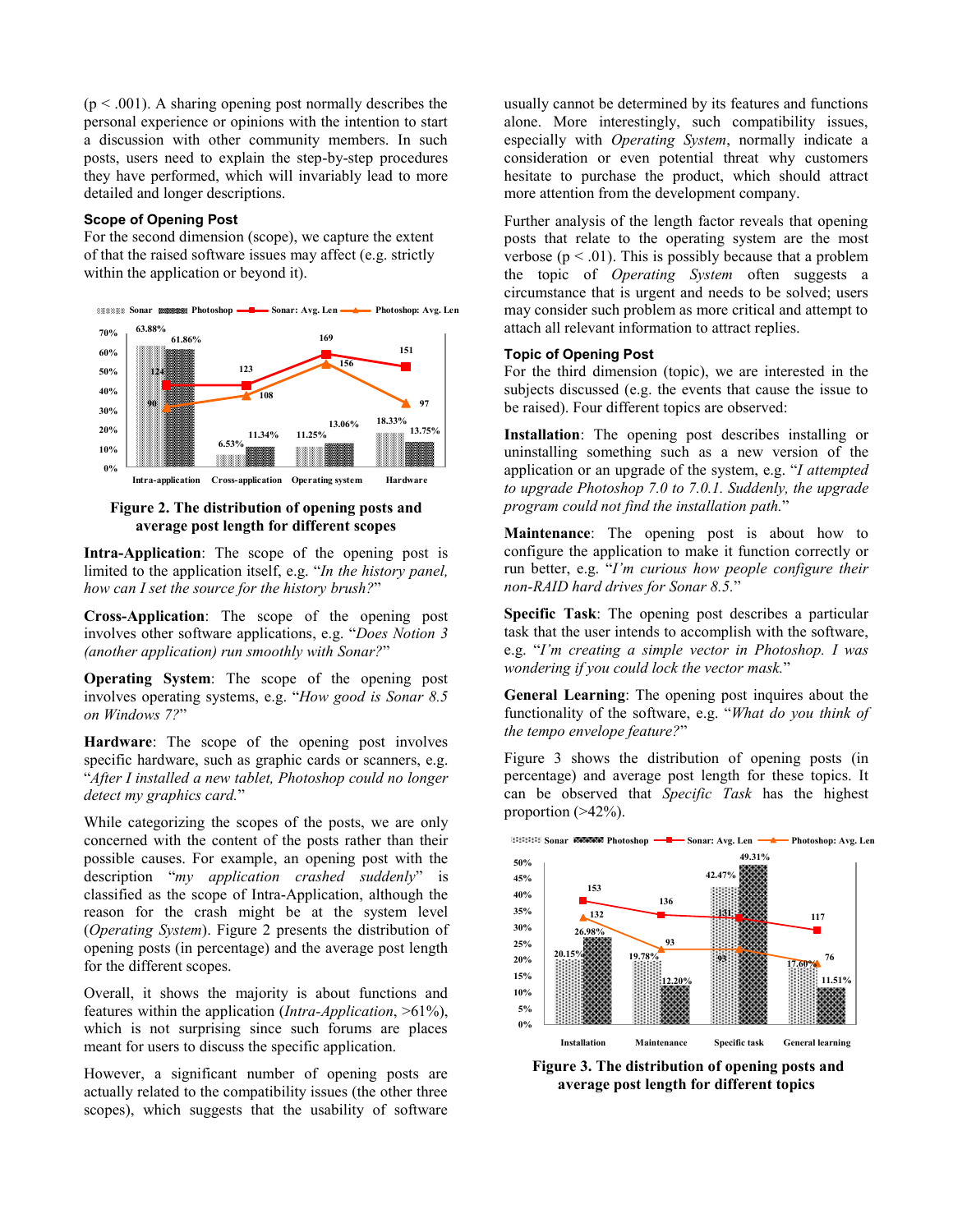(p < .001). A sharing opening post normally describes the personal experience or opinions with the intention to start a discussion with other community members. In such posts, users need to explain the step-by-step procedures they have performed, which will invariably lead to more detailed and longer descriptions.

### Scope of Opening Post

For the second dimension (scope), we capture the extent of that the raised software issues may affect (e.g. strictly within the application or beyond it).

**Figure 2. The distribution of opening posts and average post length for different scopes**

**Intra-Application**: The scope of the opening post is limited to the application itself, e.g. "*In the history panel, how can I set the source for the history brush?*"

**Cross-Application**: The scope of the opening post involves other software applications, e.g. "*Does Notion 3 (another application) run smoothly with Sonar?*"

**Operating System**: The scope of the opening post involves operating systems, e.g. "*How good is Sonar 8.5 on Windows 7?*"

**Hardware**: The scope of the opening post involves specific hardware, such as graphic cards or scanners, e.g. "*After I installed a new tablet, Photoshop could no longer detect my graphics card.*"

While categorizing the scopes of the posts, we are only concerned with the content of the posts rather than their possible causes. For example, an opening post with the description "*my application crashed suddenly*" is classified as the scope of Intra-Application, although the reason for the crash might be at the system level (*Operating System*). Figure 2 presents the distribution of opening posts (in percentage) and the average post length for the different scopes.

Overall, it shows the majority is about functions and features within the application (*Intra-Application*, >61%), which is not surprising since such forums are places meant for users to discuss the specific application.

However, a significant number of opening posts are actually related to the compatibility issues (the other three scopes), which suggests that the usability of software usually cannot be determined by its features and functions alone. More interestingly, such compatibility issues, especially with *Operating System*, normally indicate a consideration or even potential threat why customers hesitate to purchase the product, which should attract more attention from the development company.

Further analysis of the length factor reveals that opening posts that relate to the operating system are the most verbose (p < .01). This is possibly because that a problem the topic of *Operating System* often suggests a circumstance that is urgent and needs to be solved; users may consider such problem as more critical and attempt to attach all relevant information to attract replies.

### Topic of Opening Post

For the third dimension (topic), we are interested in the subjects discussed (e.g. the events that cause the issue to be raised). Four different topics are observed:

**Installation**: The opening post describes installing or uninstalling something such as a new version of the application or an upgrade of the system, e.g. "*I attempted to upgrade Photoshop 7.0 to 7.0.1. Suddenly, the upgrade program could not find the installation path.*"

**Maintenance**: The opening post is about how to configure the application to make it function correctly or run better, e.g. "*I'm curious how people configure their non-RAID hard drives for Sonar 8.5.*"

**Specific Task**: The opening post describes a particular task that the user intends to accomplish with the software, e.g. "*I'm creating a simple vector in Photoshop. I was wondering if you could lock the vector mask.*"

**General Learning**: The opening post inquires about the functionality of the software, e.g. "*What do you think of the tempo envelope feature?*"

Figure 3 shows the distribution of opening posts (in percentage) and average post length for these topics. It can be observed that *Specific Task* has the highest proportion (>42%).

**Figure 3. The distribution of opening posts and average post length for different topics**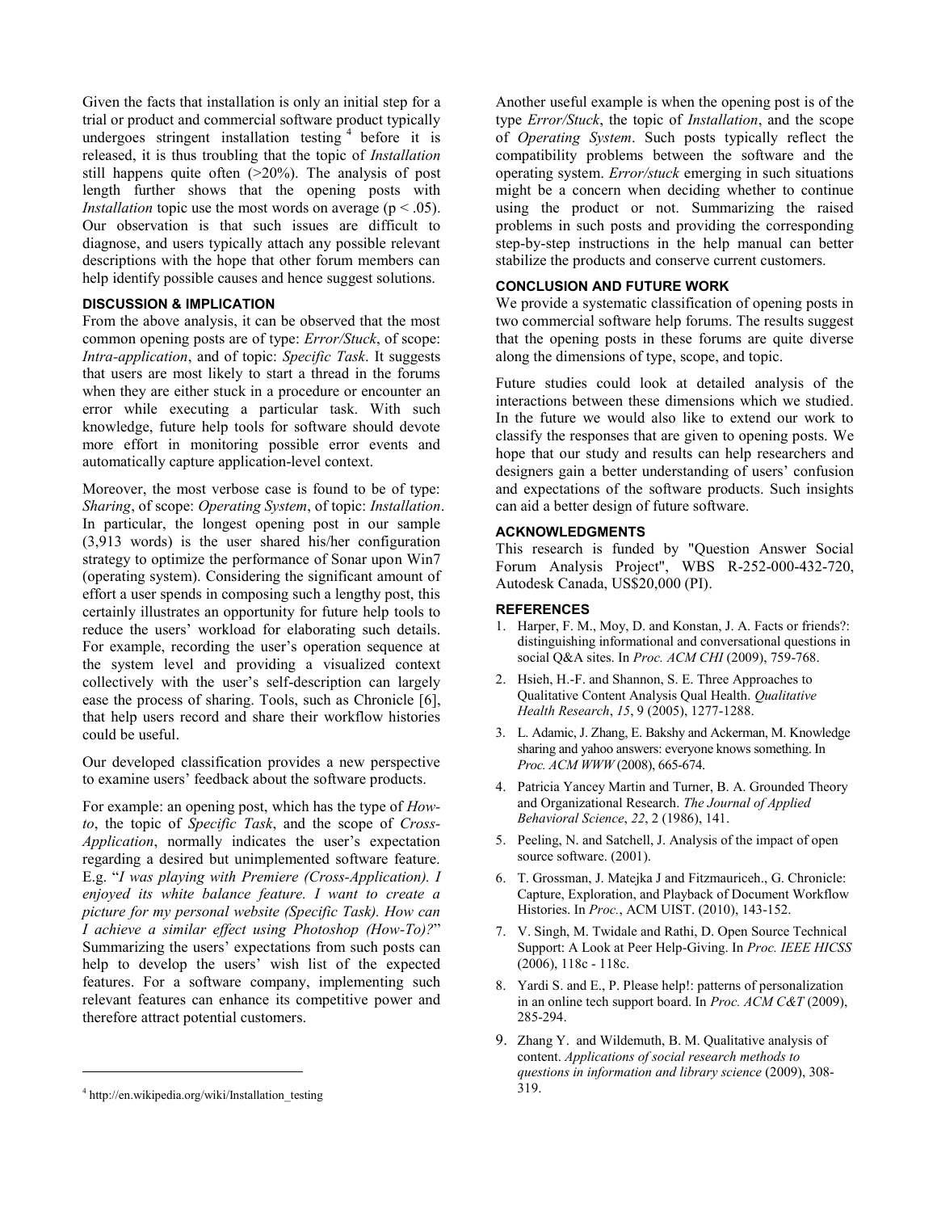Given the facts that installation is only an initial step for a trial or product and commercial software product typically undergoes stringent installation testing [4] before it is released, it is thus troubling that the topic of *Installation* still happens quite often (>20%). The analysis of post length further shows that the opening posts with *Installation* topic use the most words on average ($p < .05$). Our observation is that such issues are difficult to diagnose, and users typically attach any possible relevant descriptions with the hope that other forum members can help identify possible causes and hence suggest solutions.

### DISCUSSION & IMPLICATION

From the above analysis, it can be observed that the most common opening posts are of type: *Error/Stuck*, of scope: *Intra-application*, and of topic: *Specific Task*. It suggests that users are most likely to start a thread in the forums when they are either stuck in a procedure or encounter an error while executing a particular task. With such knowledge, future help tools for software should devote more effort in monitoring possible error events and automatically capture application-level context.

Moreover, the most verbose case is found to be of type: *Sharing*, of scope: *Operating System*, of topic: *Installation*. In particular, the longest opening post in our sample (3,913 words) is the user shared his/her configuration strategy to optimize the performance of Sonar upon Win7 (operating system). Considering the significant amount of effort a user spends in composing such a lengthy post, this certainly illustrates an opportunity for future help tools to reduce the users' workload for elaborating such details. For example, recording the user's operation sequence at the system level and providing a visualized context collectively with the user's self-description can largely ease the process of sharing. Tools, such as Chronicle [6], that help users record and share their workflow histories could be useful.

Our developed classification provides a new perspective to examine users' feedback about the software products.

For example: an opening post, which has the type of *How-to*, the topic of *Specific Task*, and the scope of *Cross-Application*, normally indicates the user's expectation regarding a desired but unimplemented software feature. E.g. "*I was playing with Premiere (Cross-Application). I enjoyed its white balance feature. I want to create a picture for my personal website (Specific Task). How can I achieve a similar effect using Photoshop (How-To)?*" Summarizing the users' expectations from such posts can help to develop the users' wish list of the expected features. For a software company, implementing such relevant features can enhance its competitive power and therefore attract potential customers.

Another useful example is when the opening post is of the type *Error/Stuck*, the topic of *Installation*, and the scope of *Operating System*. Such posts typically reflect the compatibility problems between the software and the operating system. *Error/stuck* emerging in such situations might be a concern when deciding whether to continue using the product or not. Summarizing the raised problems in such posts and providing the corresponding step-by-step instructions in the help manual can better stabilize the products and conserve current customers.

### CONCLUSION AND FUTURE WORK

We provide a systematic classification of opening posts in two commercial software help forums. The results suggest that the opening posts in these forums are quite diverse along the dimensions of type, scope, and topic.

Future studies could look at detailed analysis of the interactions between these dimensions which we studied. In the future we would also like to extend our work to classify the responses that are given to opening posts. We hope that our study and results can help researchers and designers gain a better understanding of users' confusion and expectations of the software products. Such insights can aid a better design of future software.

### ACKNOWLEDGMENTS

This research is funded by "Question Answer Social Forum Analysis Project", WBS R-252-000-432-720, Autodesk Canada, US$20,000 (PI).

### REFERENCES

1. Harper, F. M., Moy, D. and Konstan, J. A. Facts or friends?: distinguishing informational and conversational questions in social Q&A sites. In *Proc. ACM CHI* (2009), 759-768.
2. Hsieh, H.-F. and Shannon, S. E. Three Approaches to Qualitative Content Analysis Qual Health. *Qualitative Health Research*, *15*, 9 (2005), 1277-1288.
3. L. Adamic, J. Zhang, E. Bakshy and Ackerman, M. Knowledge sharing and yahoo answers: everyone knows something. In *Proc. ACM WWW* (2008), 665-674.
4. Patricia Yancey Martin and Turner, B. A. Grounded Theory and Organizational Research. *The Journal of Applied Behavioral Science*, *22*, 2 (1986), 141.
5. Peeling, N. and Satchell, J. Analysis of the impact of open source software. (2001).
6. T. Grossman, J. Matejka J and Fitzmauriceh., G. Chronicle: Capture, Exploration, and Playback of Document Workflow Histories. In *Proc.*, ACM UIST. (2010), 143-152.
7. V. Singh, M. Twidale and Rathi, D. Open Source Technical Support: A Look at Peer Help-Giving. In *Proc. IEEE HICSS* (2006), 118c - 118c.
8. Yardi S. and E., P. Please help!: patterns of personalization in an online tech support board. In *Proc. ACM C&T* (2009), 285-294.
9. Zhang Y. and Wildemuth, B. M. Qualitative analysis of content. *Applications of social research methods to questions in information and library science* (2009), 308-319.

[4] http://en.wikipedia.org/wiki/Installation_testing